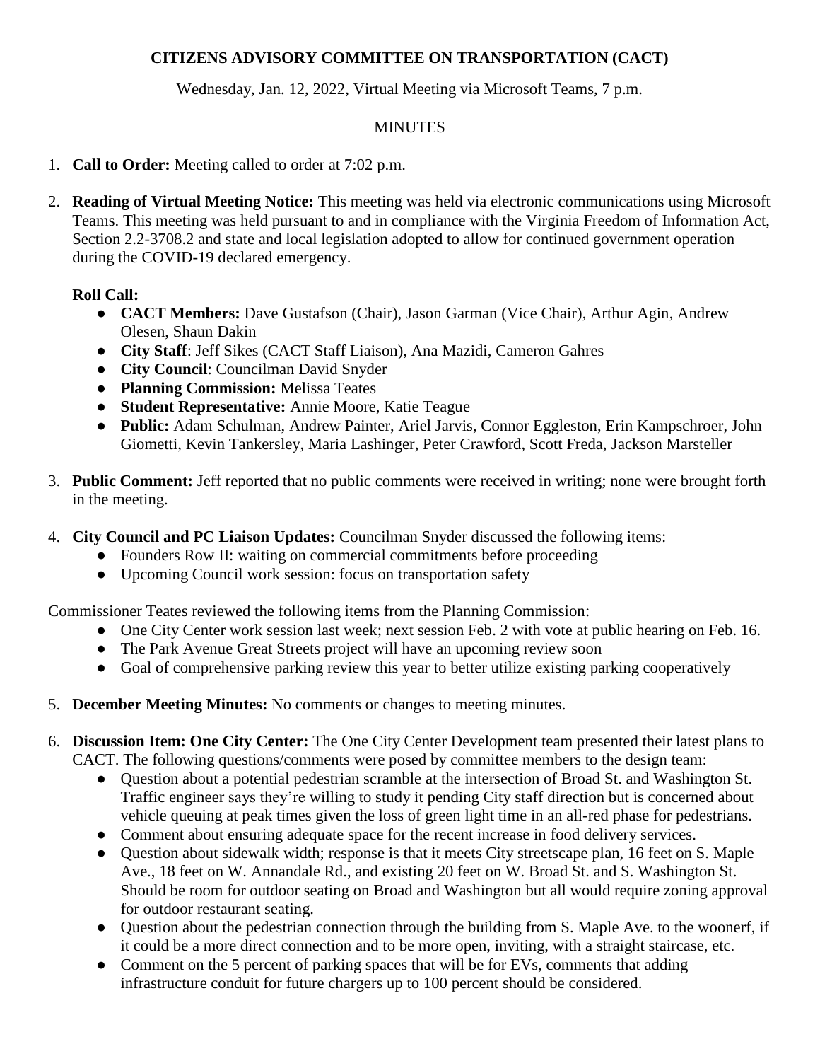**CITIZENS ADVISORY COMMITTEE ON TRANSPORTATION (CACT)**

Wednesday, Jan. 12, 2022, Virtual Meeting via Microsoft Teams, 7 p.m.

MINUTES

1. **Call to Order:** Meeting called to order at 7:02 p.m.

2. **Reading of Virtual Meeting Notice:** This meeting was held via electronic communications using Microsoft Teams. This meeting was held pursuant to and in compliance with the Virginia Freedom of Information Act, Section 2.2-3708.2 and state and local legislation adopted to allow for continued government operation during the COVID-19 declared emergency.

   **Roll Call:**
   - **CACT Members:** Dave Gustafson (Chair), Jason Garman (Vice Chair), Arthur Agin, Andrew Olesen, Shaun Dakin
   - **City Staff**: Jeff Sikes (CACT Staff Liaison), Ana Mazidi, Cameron Gahres
   - **City Council**: Councilman David Snyder
   - **Planning Commission:** Melissa Teates
   - **Student Representative:** Annie Moore, Katie Teague
   - **Public:** Adam Schulman, Andrew Painter, Ariel Jarvis, Connor Eggleston, Erin Kampschroer, John Giometti, Kevin Tankersley, Maria Lashinger, Peter Crawford, Scott Freda, Jackson Marsteller

3. **Public Comment:** Jeff reported that no public comments were received in writing; none were brought forth in the meeting.

4. **City Council and PC Liaison Updates:** Councilman Snyder discussed the following items:
   - Founders Row II: waiting on commercial commitments before proceeding
   - Upcoming Council work session: focus on transportation safety

Commissioner Teates reviewed the following items from the Planning Commission:
   - One City Center work session last week; next session Feb. 2 with vote at public hearing on Feb. 16.
   - The Park Avenue Great Streets project will have an upcoming review soon
   - Goal of comprehensive parking review this year to better utilize existing parking cooperatively

5. **December Meeting Minutes:** No comments or changes to meeting minutes.

6. **Discussion Item: One City Center:** The One City Center Development team presented their latest plans to CACT. The following questions/comments were posed by committee members to the design team:
   - Question about a potential pedestrian scramble at the intersection of Broad St. and Washington St. Traffic engineer says they're willing to study it pending City staff direction but is concerned about vehicle queuing at peak times given the loss of green light time in an all-red phase for pedestrians.
   - Comment about ensuring adequate space for the recent increase in food delivery services.
   - Question about sidewalk width; response is that it meets City streetscape plan, 16 feet on S. Maple Ave., 18 feet on W. Annandale Rd., and existing 20 feet on W. Broad St. and S. Washington St. Should be room for outdoor seating on Broad and Washington but all would require zoning approval for outdoor restaurant seating.
   - Question about the pedestrian connection through the building from S. Maple Ave. to the woonerf, if it could be a more direct connection and to be more open, inviting, with a straight staircase, etc.
   - Comment on the 5 percent of parking spaces that will be for EVs, comments that adding infrastructure conduit for future chargers up to 100 percent should be considered.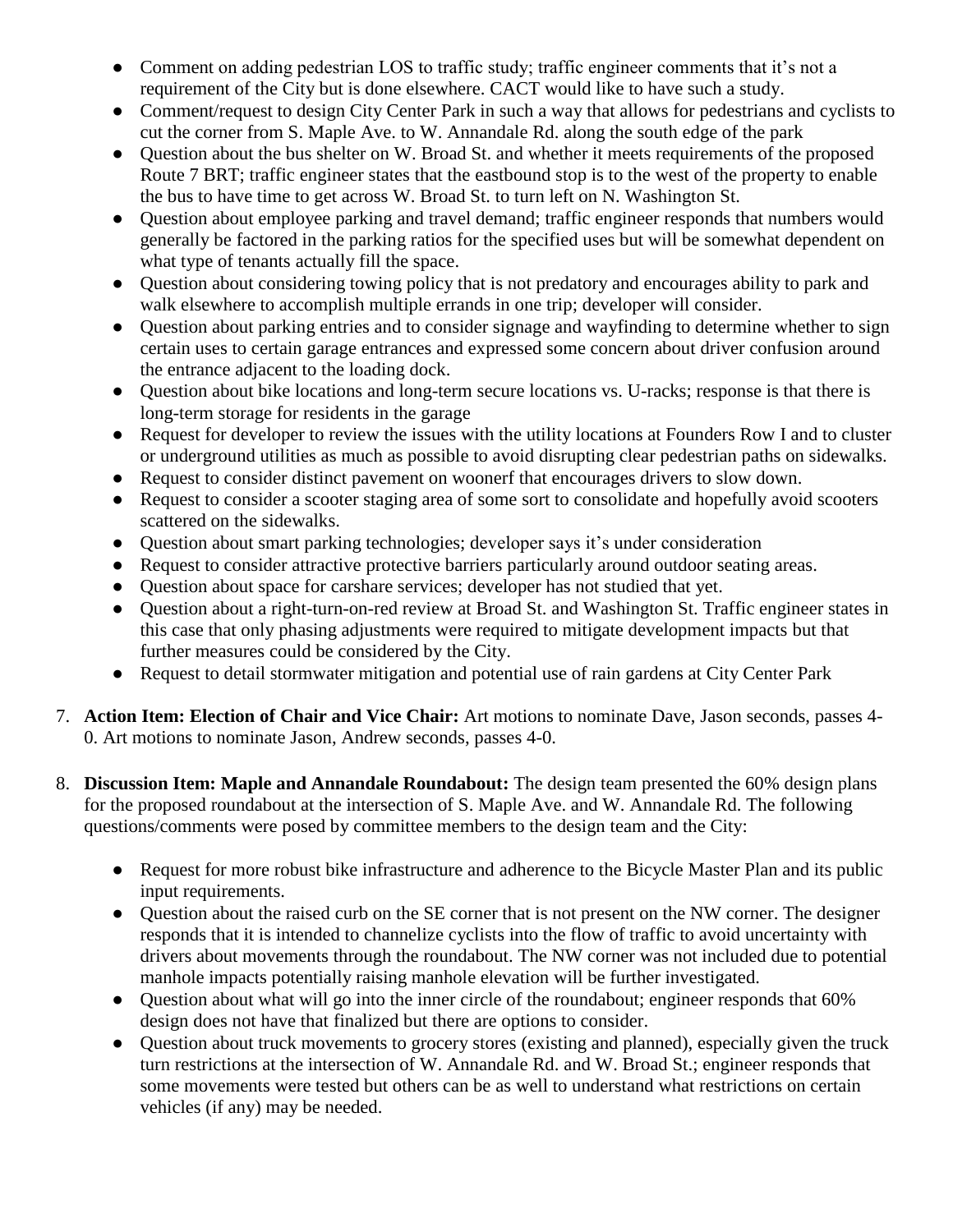- Comment on adding pedestrian LOS to traffic study; traffic engineer comments that it's not a requirement of the City but is done elsewhere. CACT would like to have such a study.
- Comment/request to design City Center Park in such a way that allows for pedestrians and cyclists to cut the corner from S. Maple Ave. to W. Annandale Rd. along the south edge of the park
- Question about the bus shelter on W. Broad St. and whether it meets requirements of the proposed Route 7 BRT; traffic engineer states that the eastbound stop is to the west of the property to enable the bus to have time to get across W. Broad St. to turn left on N. Washington St.
- Question about employee parking and travel demand; traffic engineer responds that numbers would generally be factored in the parking ratios for the specified uses but will be somewhat dependent on what type of tenants actually fill the space.
- Question about considering towing policy that is not predatory and encourages ability to park and walk elsewhere to accomplish multiple errands in one trip; developer will consider.
- Question about parking entries and to consider signage and wayfinding to determine whether to sign certain uses to certain garage entrances and expressed some concern about driver confusion around the entrance adjacent to the loading dock.
- Question about bike locations and long-term secure locations vs. U-racks; response is that there is long-term storage for residents in the garage
- Request for developer to review the issues with the utility locations at Founders Row I and to cluster or underground utilities as much as possible to avoid disrupting clear pedestrian paths on sidewalks.
- Request to consider distinct pavement on woonerf that encourages drivers to slow down.
- Request to consider a scooter staging area of some sort to consolidate and hopefully avoid scooters scattered on the sidewalks.
- Question about smart parking technologies; developer says it's under consideration
- Request to consider attractive protective barriers particularly around outdoor seating areas.
- Question about space for carshare services; developer has not studied that yet.
- Question about a right-turn-on-red review at Broad St. and Washington St. Traffic engineer states in this case that only phasing adjustments were required to mitigate development impacts but that further measures could be considered by the City.
- Request to detail stormwater mitigation and potential use of rain gardens at City Center Park

7. **Action Item: Election of Chair and Vice Chair:** Art motions to nominate Dave, Jason seconds, passes 4-0. Art motions to nominate Jason, Andrew seconds, passes 4-0.

8. **Discussion Item: Maple and Annandale Roundabout:** The design team presented the 60% design plans for the proposed roundabout at the intersection of S. Maple Ave. and W. Annandale Rd. The following questions/comments were posed by committee members to the design team and the City:

    - Request for more robust bike infrastructure and adherence to the Bicycle Master Plan and its public input requirements.
    - Question about the raised curb on the SE corner that is not present on the NW corner. The designer responds that it is intended to channelize cyclists into the flow of traffic to avoid uncertainty with drivers about movements through the roundabout. The NW corner was not included due to potential manhole impacts potentially raising manhole elevation will be further investigated.
    - Question about what will go into the inner circle of the roundabout; engineer responds that 60% design does not have that finalized but there are options to consider.
    - Question about truck movements to grocery stores (existing and planned), especially given the truck turn restrictions at the intersection of W. Annandale Rd. and W. Broad St.; engineer responds that some movements were tested but others can be as well to understand what restrictions on certain vehicles (if any) may be needed.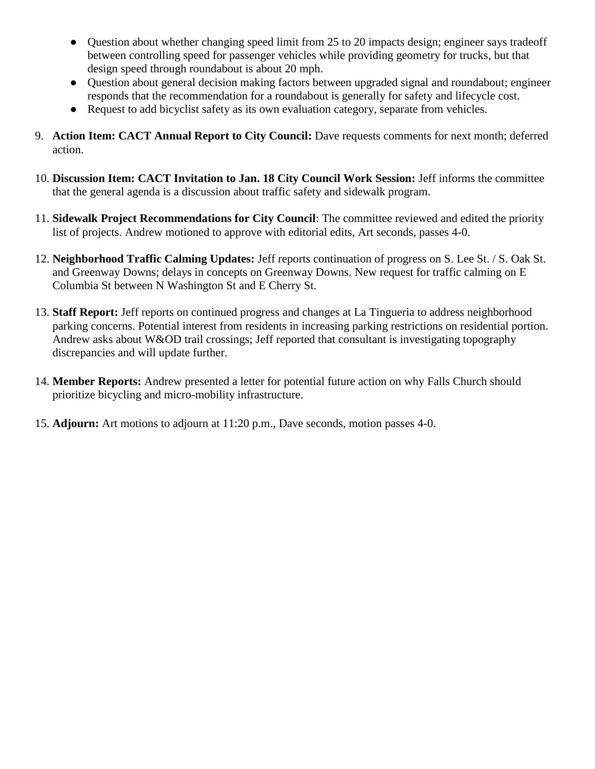- Question about whether changing speed limit from 25 to 20 impacts design; engineer says tradeoff between controlling speed for passenger vehicles while providing geometry for trucks, but that design speed through roundabout is about 20 mph.
- Question about general decision making factors between upgraded signal and roundabout; engineer responds that the recommendation for a roundabout is generally for safety and lifecycle cost.
- Request to add bicyclist safety as its own evaluation category, separate from vehicles.

9. **Action Item: CACT Annual Report to City Council:** Dave requests comments for next month; deferred action.

10. **Discussion Item: CACT Invitation to Jan. 18 City Council Work Session:** Jeff informs the committee that the general agenda is a discussion about traffic safety and sidewalk program.

11. **Sidewalk Project Recommendations for City Council**: The committee reviewed and edited the priority list of projects. Andrew motioned to approve with editorial edits, Art seconds, passes 4-0.

12. **Neighborhood Traffic Calming Updates:** Jeff reports continuation of progress on S. Lee St. / S. Oak St. and Greenway Downs; delays in concepts on Greenway Downs. New request for traffic calming on E Columbia St between N Washington St and E Cherry St.

13. **Staff Report:** Jeff reports on continued progress and changes at La Tingueria to address neighborhood parking concerns. Potential interest from residents in increasing parking restrictions on residential portion. Andrew asks about W&OD trail crossings; Jeff reported that consultant is investigating topography discrepancies and will update further.

14. **Member Reports:** Andrew presented a letter for potential future action on why Falls Church should prioritize bicycling and micro-mobility infrastructure.

15. **Adjourn:** Art motions to adjourn at 11:20 p.m., Dave seconds, motion passes 4-0.